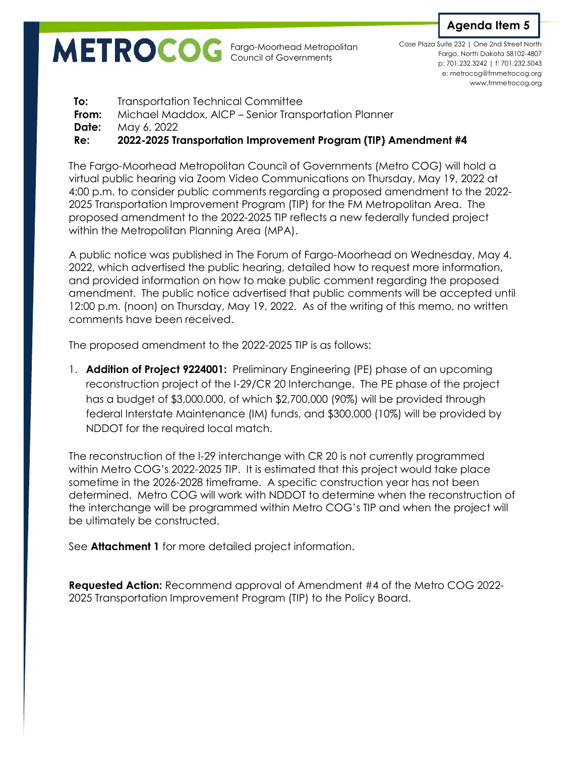**Agenda Item 5**

**METROCOG** Fargo-Moorhead Metropolitan Council of Governments

Case Plaza Suite 232 | One 2nd Street North
Fargo, North Dakota 58102-4807
p: 701.232.3242 | f: 701.232.5043
e: metrocog@fmmetrocog.org
www.fmmetrocog.org

**To:** Transportation Technical Committee
**From:** Michael Maddox, AICP – Senior Transportation Planner
**Date:** May 6, 2022
**Re:** **2022-2025 Transportation Improvement Program (TIP) Amendment #4**

The Fargo-Moorhead Metropolitan Council of Governments (Metro COG) will hold a virtual public hearing via Zoom Video Communications on Thursday, May 19, 2022 at 4:00 p.m. to consider public comments regarding a proposed amendment to the 2022-2025 Transportation Improvement Program (TIP) for the FM Metropolitan Area. The proposed amendment to the 2022-2025 TIP reflects a new federally funded project within the Metropolitan Planning Area (MPA).

A public notice was published in The Forum of Fargo-Moorhead on Wednesday, May 4, 2022, which advertised the public hearing, detailed how to request more information, and provided information on how to make public comment regarding the proposed amendment. The public notice advertised that public comments will be accepted until 12:00 p.m. (noon) on Thursday, May 19, 2022. As of the writing of this memo, no written comments have been received.

The proposed amendment to the 2022-2025 TIP is as follows:

1. **Addition of Project 9224001:** Preliminary Engineering (PE) phase of an upcoming reconstruction project of the I-29/CR 20 Interchange. The PE phase of the project has a budget of $3,000,000, of which $2,700,000 (90%) will be provided through federal Interstate Maintenance (IM) funds, and $300,000 (10%) will be provided by NDDOT for the required local match.

The reconstruction of the I-29 interchange with CR 20 is not currently programmed within Metro COG's 2022-2025 TIP. It is estimated that this project would take place sometime in the 2026-2028 timeframe. A specific construction year has not been determined. Metro COG will work with NDDOT to determine when the reconstruction of the interchange will be programmed within Metro COG's TIP and when the project will be ultimately be constructed.

See **Attachment 1** for more detailed project information.

**Requested Action:** Recommend approval of Amendment #4 of the Metro COG 2022-2025 Transportation Improvement Program (TIP) to the Policy Board.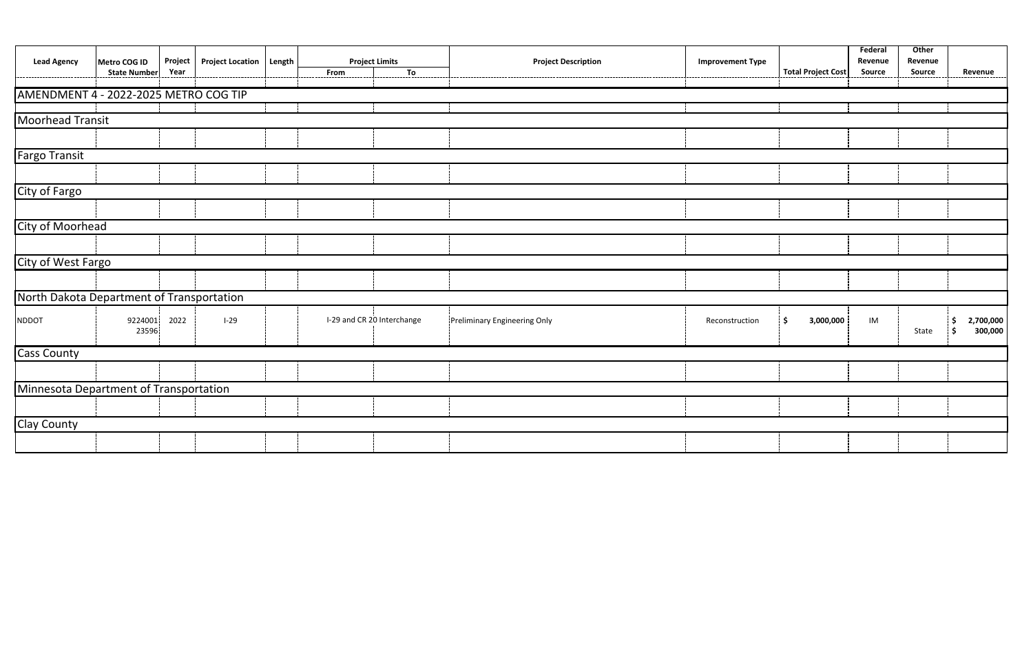| Lead Agency | Metro COG ID<br>State Number | Project Year | Project Location | Length | Project Limits From | Project Limits To | Project Description | Improvement Type | Total Project Cost | Federal Revenue Source | Other Revenue Source | Revenue |
|---|---|---|---|---|---|---|---|---|---|---|---|---|
| **AMENDMENT 4 - 2022-2025 METRO COG TIP** | | | | | | | | | | | | |
| **Moorhead Transit** | | | | | | | | | | | | |
| **Fargo Transit** | | | | | | | | | | | | |
| **City of Fargo** | | | | | | | | | | | | |
| **City of Moorhead** | | | | | | | | | | | | |
| **City of West Fargo** | | | | | | | | | | | | |
| **North Dakota Department of Transportation** | | | | | | | | | | | | |
| NDDOT | 9224001<br>23596 | 2022 | I-29 | | I-29 and CR 20 Interchange | | Preliminary Engineering Only | Reconstruction | $ 3,000,000 | IM | State | $ 2,700,000<br>$ 300,000 |
| **Cass County** | | | | | | | | | | | | |
| **Minnesota Department of Transportation** | | | | | | | | | | | | |
| **Clay County** | | | | | | | | | | | | |